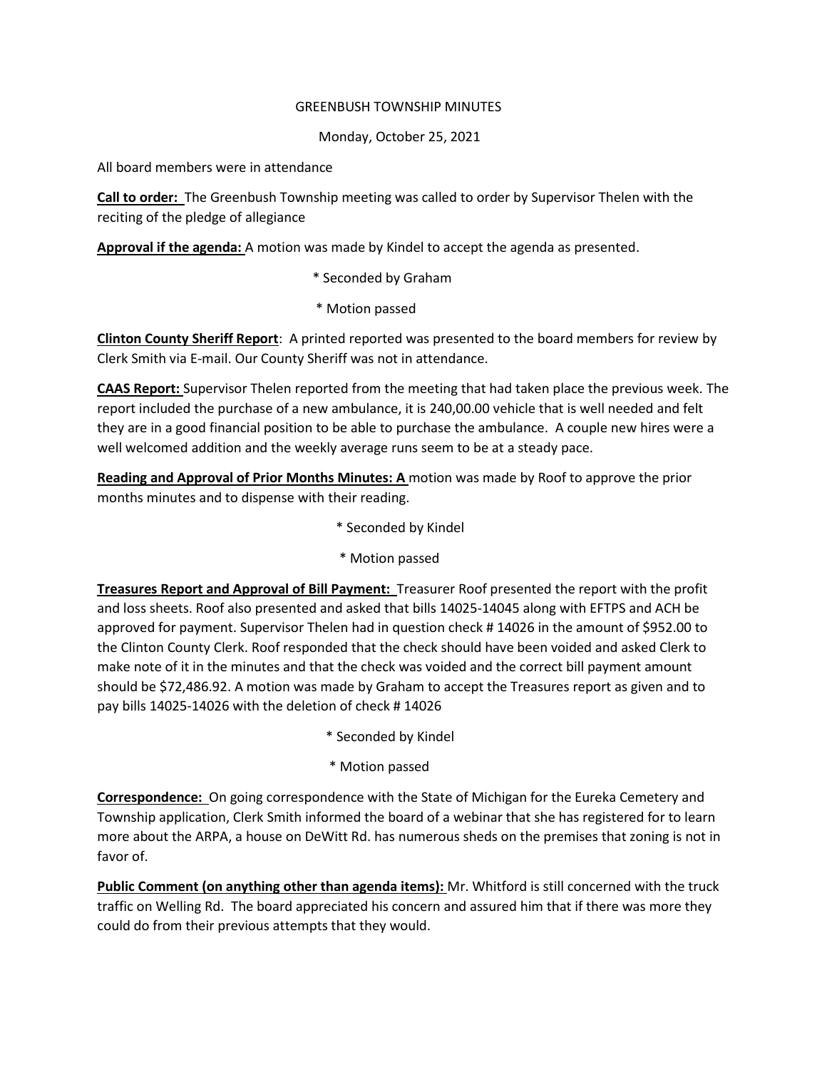GREENBUSH TOWNSHIP MINUTES

Monday, October 25, 2021

All board members were in attendance

**Call to order:** The Greenbush Township meeting was called to order by Supervisor Thelen with the reciting of the pledge of allegiance

**Approval if the agenda:** A motion was made by Kindel to accept the agenda as presented.

* Seconded by Graham
* Motion passed

**Clinton County Sheriff Report**: A printed reported was presented to the board members for review by Clerk Smith via E-mail. Our County Sheriff was not in attendance.

**CAAS Report:** Supervisor Thelen reported from the meeting that had taken place the previous week. The report included the purchase of a new ambulance, it is 240,00.00 vehicle that is well needed and felt they are in a good financial position to be able to purchase the ambulance. A couple new hires were a well welcomed addition and the weekly average runs seem to be at a steady pace.

**Reading and Approval of Prior Months Minutes: A** motion was made by Roof to approve the prior months minutes and to dispense with their reading.

* Seconded by Kindel
* Motion passed

**Treasures Report and Approval of Bill Payment:** Treasurer Roof presented the report with the profit and loss sheets. Roof also presented and asked that bills 14025-14045 along with EFTPS and ACH be approved for payment. Supervisor Thelen had in question check # 14026 in the amount of $952.00 to the Clinton County Clerk. Roof responded that the check should have been voided and asked Clerk to make note of it in the minutes and that the check was voided and the correct bill payment amount should be $72,486.92. A motion was made by Graham to accept the Treasures report as given and to pay bills 14025-14026 with the deletion of check # 14026

* Seconded by Kindel
* Motion passed

**Correspondence:** On going correspondence with the State of Michigan for the Eureka Cemetery and Township application, Clerk Smith informed the board of a webinar that she has registered for to learn more about the ARPA, a house on DeWitt Rd. has numerous sheds on the premises that zoning is not in favor of.

**Public Comment (on anything other than agenda items):** Mr. Whitford is still concerned with the truck traffic on Welling Rd. The board appreciated his concern and assured him that if there was more they could do from their previous attempts that they would.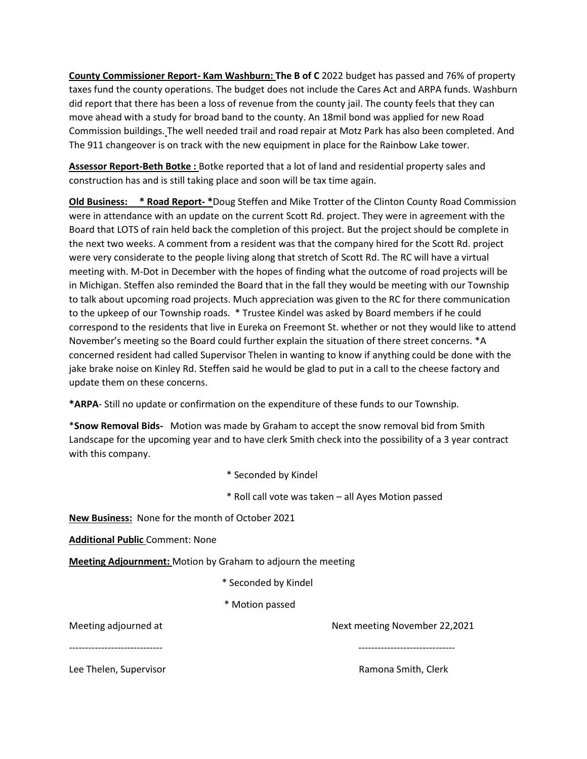**County Commissioner Report- Kam Washburn: The B of C** 2022 budget has passed and 76% of property taxes fund the county operations. The budget does not include the Cares Act and ARPA funds. Washburn did report that there has been a loss of revenue from the county jail. The county feels that they can move ahead with a study for broad band to the county. An 18mil bond was applied for new Road Commission buildings. The well needed trail and road repair at Motz Park has also been completed. And The 911 changeover is on track with the new equipment in place for the Rainbow Lake tower.

**Assessor Report-Beth Botke :** Botke reported that a lot of land and residential property sales and construction has and is still taking place and soon will be tax time again.

**Old Business: \* Road Report- \***Doug Steffen and Mike Trotter of the Clinton County Road Commission were in attendance with an update on the current Scott Rd. project. They were in agreement with the Board that LOTS of rain held back the completion of this project. But the project should be complete in the next two weeks. A comment from a resident was that the company hired for the Scott Rd. project were very considerate to the people living along that stretch of Scott Rd. The RC will have a virtual meeting with. M-Dot in December with the hopes of finding what the outcome of road projects will be in Michigan. Steffen also reminded the Board that in the fall they would be meeting with our Township to talk about upcoming road projects. Much appreciation was given to the RC for there communication to the upkeep of our Township roads. * Trustee Kindel was asked by Board members if he could correspond to the residents that live in Eureka on Freemont St. whether or not they would like to attend November's meeting so the Board could further explain the situation of there street concerns. *A concerned resident had called Supervisor Thelen in wanting to know if anything could be done with the jake brake noise on Kinley Rd. Steffen said he would be glad to put in a call to the cheese factory and update them on these concerns.

***ARPA**- Still no update or confirmation on the expenditure of these funds to our Township.

***Snow Removal Bids-** Motion was made by Graham to accept the snow removal bid from Smith Landscape for the upcoming year and to have clerk Smith check into the possibility of a 3 year contract with this company.

* Seconded by Kindel

* Roll call vote was taken – all Ayes Motion passed

**New Business:** None for the month of October 2021

**Additional Public** Comment: None

**Meeting Adjournment:** Motion by Graham to adjourn the meeting

* Seconded by Kindel

* Motion passed

Meeting adjourned at Next meeting November 22,2021

----------------------------- ------------------------------

Lee Thelen, Supervisor Ramona Smith, Clerk